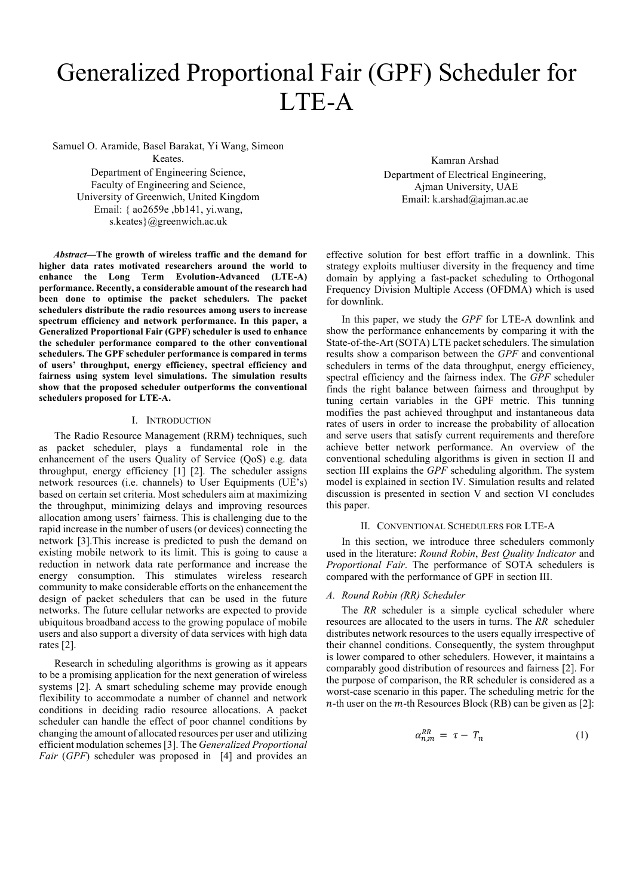# Generalized Proportional Fair (GPF) Scheduler for LTE-A

Samuel O. Aramide, Basel Barakat, Yi Wang, Simeon Keates.
Department of Engineering Science,
Faculty of Engineering and Science,
University of Greenwich, United Kingdom
Email: { ao2659e ,bb141, yi.wang, s.keates}@greenwich.ac.uk

Kamran Arshad
Department of Electrical Engineering,
Ajman University, UAE
Email: k.arshad@ajman.ac.ae

***Abstract*—The growth of wireless traffic and the demand for higher data rates motivated researchers around the world to enhance the Long Term Evolution-Advanced (LTE-A) performance. Recently, a considerable amount of the research had been done to optimise the packet schedulers. The packet schedulers distribute the radio resources among users to increase spectrum efficiency and network performance. In this paper, a Generalized Proportional Fair (GPF) scheduler is used to enhance the scheduler performance compared to the other conventional schedulers. The GPF scheduler performance is compared in terms of users' throughput, energy efficiency, spectral efficiency and fairness using system level simulations. The simulation results show that the proposed scheduler outperforms the conventional schedulers proposed for LTE-A.**

## I. Introduction

The Radio Resource Management (RRM) techniques, such as packet scheduler, plays a fundamental role in the enhancement of the users Quality of Service (QoS) e.g. data throughput, energy efficiency [1] [2]. The scheduler assigns network resources (i.e. channels) to User Equipments (UE's) based on certain set criteria. Most schedulers aim at maximizing the throughput, minimizing delays and improving resources allocation among users' fairness. This is challenging due to the rapid increase in the number of users (or devices) connecting the network [3].This increase is predicted to push the demand on existing mobile network to its limit. This is going to cause a reduction in network data rate performance and increase the energy consumption. This stimulates wireless research community to make considerable efforts on the enhancement the design of packet schedulers that can be used in the future networks. The future cellular networks are expected to provide ubiquitous broadband access to the growing populace of mobile users and also support a diversity of data services with high data rates [2].

Research in scheduling algorithms is growing as it appears to be a promising application for the next generation of wireless systems [2]. A smart scheduling scheme may provide enough flexibility to accommodate a number of channel and network conditions in deciding radio resource allocations. A packet scheduler can handle the effect of poor channel conditions by changing the amount of allocated resources per user and utilizing efficient modulation schemes [3]. The *Generalized Proportional Fair* (*GPF*) scheduler was proposed in [4] and provides an effective solution for best effort traffic in a downlink. This strategy exploits multiuser diversity in the frequency and time domain by applying a fast-packet scheduling to Orthogonal Frequency Division Multiple Access (OFDMA) which is used for downlink.

In this paper, we study the *GPF* for LTE-A downlink and show the performance enhancements by comparing it with the State-of-the-Art (SOTA) LTE packet schedulers. The simulation results show a comparison between the *GPF* and conventional schedulers in terms of the data throughput, energy efficiency, spectral efficiency and the fairness index. The *GPF* scheduler finds the right balance between fairness and throughput by tuning certain variables in the GPF metric. This tunning modifies the past achieved throughput and instantaneous data rates of users in order to increase the probability of allocation and serve users that satisfy current requirements and therefore achieve better network performance. An overview of the conventional scheduling algorithms is given in section II and section III explains the *GPF* scheduling algorithm. The system model is explained in section IV. Simulation results and related discussion is presented in section V and section VI concludes this paper.

## II. Conventional Schedulers for LTE-A

In this section, we introduce three schedulers commonly used in the literature: *Round Robin*, *Best Quality Indicator* and *Proportional Fair*. The performance of SOTA schedulers is compared with the performance of GPF in section III.

### A. Round Robin (RR) Scheduler

The *RR* scheduler is a simple cyclical scheduler where resources are allocated to the users in turns. The *RR* scheduler distributes network resources to the users equally irrespective of their channel conditions. Consequently, the system throughput is lower compared to other schedulers. However, it maintains a comparably good distribution of resources and fairness [2]. For the purpose of comparison, the RR scheduler is considered as a worst-case scenario in this paper. The scheduling metric for the $n$-th user on the $m$-th Resources Block (RB) can be given as [2]:

$$\alpha_{n,m}^{RR} = \tau - T_n \tag{1}$$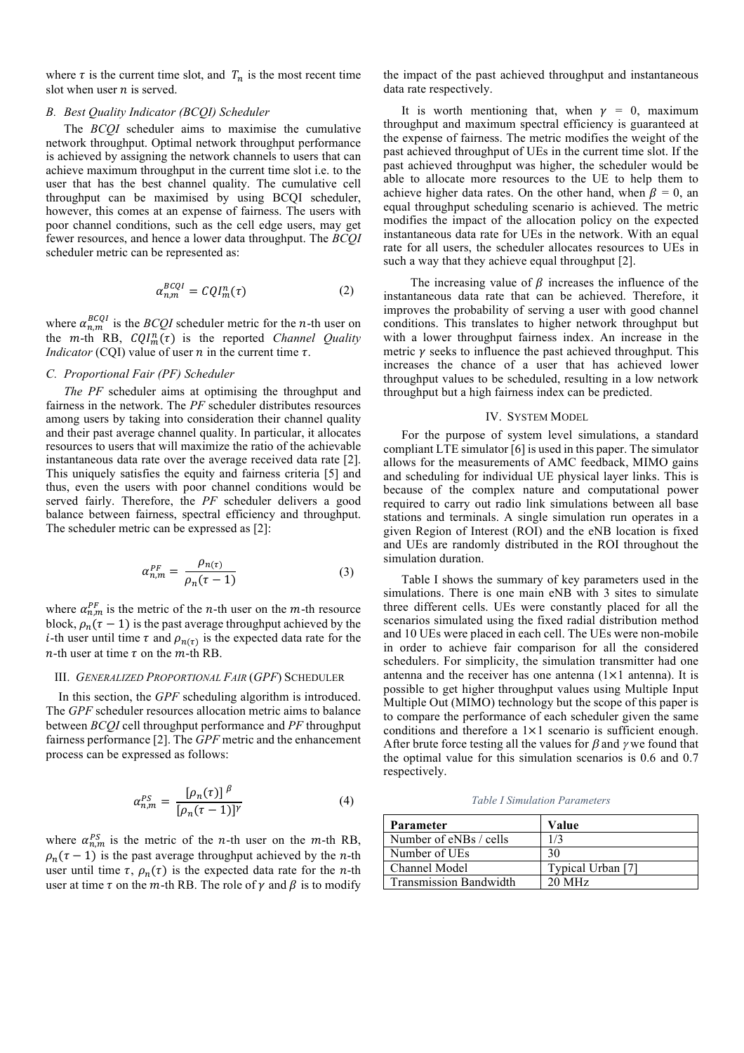where $\tau$ is the current time slot, and $T_n$ is the most recent time slot when user $n$ is served.

### *B. Best Quality Indicator (BCQI) Scheduler*

The *BCQI* scheduler aims to maximise the cumulative network throughput. Optimal network throughput performance is achieved by assigning the network channels to users that can achieve maximum throughput in the current time slot i.e. to the user that has the best channel quality. The cumulative cell throughput can be maximised by using BCQI scheduler, however, this comes at an expense of fairness. The users with poor channel conditions, such as the cell edge users, may get fewer resources, and hence a lower data throughput. The *BCQI* scheduler metric can be represented as:

$$\alpha_{n,m}^{BCQI} = CQI_m^n(\tau) \tag{2}$$

where $\alpha_{n,m}^{BCQI}$ is the *BCQI* scheduler metric for the $n$-th user on the $m$-th RB, $CQI_m^n(\tau)$ is the reported *Channel Quality Indicator* (CQI) value of user $n$ in the current time $\tau$.

### *C. Proportional Fair (PF) Scheduler*

*The PF* scheduler aims at optimising the throughput and fairness in the network. The *PF* scheduler distributes resources among users by taking into consideration their channel quality and their past average channel quality. In particular, it allocates resources to users that will maximize the ratio of the achievable instantaneous data rate over the average received data rate [2]. This uniquely satisfies the equity and fairness criteria [5] and thus, even the users with poor channel conditions would be served fairly. Therefore, the *PF* scheduler delivers a good balance between fairness, spectral efficiency and throughput. The scheduler metric can be expressed as [2]:

$$\alpha_{n,m}^{PF} = \frac{\rho_{n(\tau)}}{\rho_n(\tau-1)} \tag{3}$$

where $\alpha_{n,m}^{PF}$ is the metric of the $n$-th user on the $m$-th resource block, $\rho_n(\tau-1)$ is the past average throughput achieved by the $i$-th user until time $\tau$ and $\rho_{n(\tau)}$ is the expected data rate for the $n$-th user at time $\tau$ on the $m$-th RB.

## III. *GENERALIZED PROPORTIONAL FAIR* (*GPF*) SCHEDULER

In this section, the *GPF* scheduling algorithm is introduced. The *GPF* scheduler resources allocation metric aims to balance between *BCQI* cell throughput performance and *PF* throughput fairness performance [2]. The *GPF* metric and the enhancement process can be expressed as follows:

$$\alpha_{n,m}^{PS} = \frac{[\rho_n(\tau)]^{\beta}}{[\rho_n(\tau-1)]^{\gamma}} \tag{4}$$

where $\alpha_{n,m}^{PS}$ is the metric of the $n$-th user on the $m$-th RB, $\rho_n(\tau-1)$ is the past average throughput achieved by the $n$-th user until time $\tau$, $\rho_n(\tau)$ is the expected data rate for the $n$-th user at time $\tau$ on the $m$-th RB. The role of $\gamma$ and $\beta$ is to modify the impact of the past achieved throughput and instantaneous data rate respectively.

It is worth mentioning that, when $\gamma = 0$, maximum throughput and maximum spectral efficiency is guaranteed at the expense of fairness. The metric modifies the weight of the past achieved throughput of UEs in the current time slot. If the past achieved throughput was higher, the scheduler would be able to allocate more resources to the UE to help them to achieve higher data rates. On the other hand, when $\beta = 0$, an equal throughput scheduling scenario is achieved. The metric modifies the impact of the allocation policy on the expected instantaneous data rate for UEs in the network. With an equal rate for all users, the scheduler allocates resources to UEs in such a way that they achieve equal throughput [2].

The increasing value of $\beta$ increases the influence of the instantaneous data rate that can be achieved. Therefore, it improves the probability of serving a user with good channel conditions. This translates to higher network throughput but with a lower throughput fairness index. An increase in the metric $\gamma$ seeks to influence the past achieved throughput. This increases the chance of a user that has achieved lower throughput values to be scheduled, resulting in a low network throughput but a high fairness index can be predicted.

## IV. SYSTEM MODEL

For the purpose of system level simulations, a standard compliant LTE simulator [6] is used in this paper. The simulator allows for the measurements of AMC feedback, MIMO gains and scheduling for individual UE physical layer links. This is because of the complex nature and computational power required to carry out radio link simulations between all base stations and terminals. A single simulation run operates in a given Region of Interest (ROI) and the eNB location is fixed and UEs are randomly distributed in the ROI throughout the simulation duration.

Table I shows the summary of key parameters used in the simulations. There is one main eNB with 3 sites to simulate three different cells. UEs were constantly placed for all the scenarios simulated using the fixed radial distribution method and 10 UEs were placed in each cell. The UEs were non-mobile in order to achieve fair comparison for all the considered schedulers. For simplicity, the simulation transmitter had one antenna and the receiver has one antenna (1×1 antenna). It is possible to get higher throughput values using Multiple Input Multiple Out (MIMO) technology but the scope of this paper is to compare the performance of each scheduler given the same conditions and therefore a 1×1 scenario is sufficient enough. After brute force testing all the values for $\beta$ and $\gamma$ we found that the optimal value for this simulation scenarios is 0.6 and 0.7 respectively.

*Table I Simulation Parameters*

| Parameter | Value |
|---|---|
| Number of eNBs / cells | 1/3 |
| Number of UEs | 30 |
| Channel Model | Typical Urban [7] |
| Transmission Bandwidth | 20 MHz |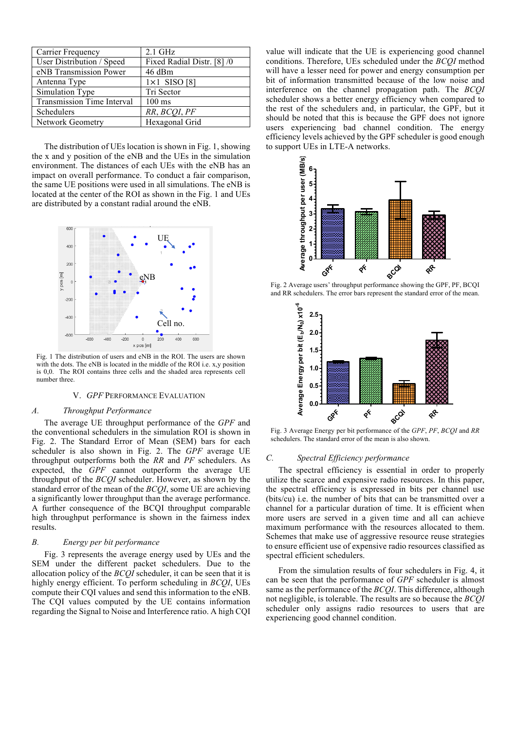| Carrier Frequency | 2.1 GHz |
|---|---|
| User Distribution / Speed | Fixed Radial Distr. [8] /0 |
| eNB Transmission Power | 46 dBm |
| Antenna Type | 1×1 SISO [8] |
| Simulation Type | Tri Sector |
| Transmission Time Interval | 100 ms |
| Schedulers | *RR*, *BCQI*, *PF* |
| Network Geometry | Hexagonal Grid |

The distribution of UEs location is shown in Fig. 1, showing the x and y position of the eNB and the UEs in the simulation environment. The distances of each UEs with the eNB has an impact on overall performance. To conduct a fair comparison, the same UE positions were used in all simulations. The eNB is located at the center of the ROI as shown in the Fig. 1 and UEs are distributed by a constant radial around the eNB.

Fig. 1 The distribution of users and eNB in the ROI. The users are shown with the dots. The eNB is located in the middle of the ROI i.e. x,y position is 0,0. The ROI contains three cells and the shaded area represents cell number three.

## V. *GPF* Performance Evaluation

### *A. Throughput Performance*

The average UE throughput performance of the *GPF* and the conventional schedulers in the simulation ROI is shown in Fig. 2. The Standard Error of Mean (SEM) bars for each scheduler is also shown in Fig. 2. The *GPF* average UE throughput outperforms both the *RR* and *PF* schedulers. As expected, the *GPF* cannot outperform the average UE throughput of the *BCQI* scheduler. However, as shown by the standard error of the mean of the *BCQI*, some UE are achieving a significantly lower throughput than the average performance. A further consequence of the BCQI throughput comparable high throughput performance is shown in the fairness index results.

### *B. Energy per bit performance*

Fig. 3 represents the average energy used by UEs and the SEM under the different packet schedulers. Due to the allocation policy of the *BCQI* scheduler, it can be seen that it is highly energy efficient. To perform scheduling in *BCQI*, UEs compute their CQI values and send this information to the eNB. The CQI values computed by the UE contains information regarding the Signal to Noise and Interference ratio. A high CQI value will indicate that the UE is experiencing good channel conditions. Therefore, UEs scheduled under the *BCQI* method will have a lesser need for power and energy consumption per bit of information transmitted because of the low noise and interference on the channel propagation path. The *BCQI* scheduler shows a better energy efficiency when compared to the rest of the schedulers and, in particular, the GPF, but it should be noted that this is because the GPF does not ignore users experiencing bad channel condition. The energy efficiency levels achieved by the GPF scheduler is good enough to support UEs in LTE-A networks.

Fig. 2 Average users' throughput performance showing the GPF, PF, BCQI and RR schedulers. The error bars represent the standard error of the mean.

Fig. 3 Average Energy per bit performance of the *GPF*, *PF*, *BCQI* and *RR* schedulers. The standard error of the mean is also shown.

### *C. Spectral Efficiency performance*

The spectral efficiency is essential in order to properly utilize the scarce and expensive radio resources. In this paper, the spectral efficiency is expressed in bits per channel use (bits/cu) i.e. the number of bits that can be transmitted over a channel for a particular duration of time. It is efficient when more users are served in a given time and all can achieve maximum performance with the resources allocated to them. Schemes that make use of aggressive resource reuse strategies to ensure efficient use of expensive radio resources classified as spectral efficient schedulers.

From the simulation results of four schedulers in Fig. 4, it can be seen that the performance of *GPF* scheduler is almost same as the performance of the *BCQI*. This difference, although not negligible, is tolerable. The results are so because the *BCQI* scheduler only assigns radio resources to users that are experiencing good channel condition.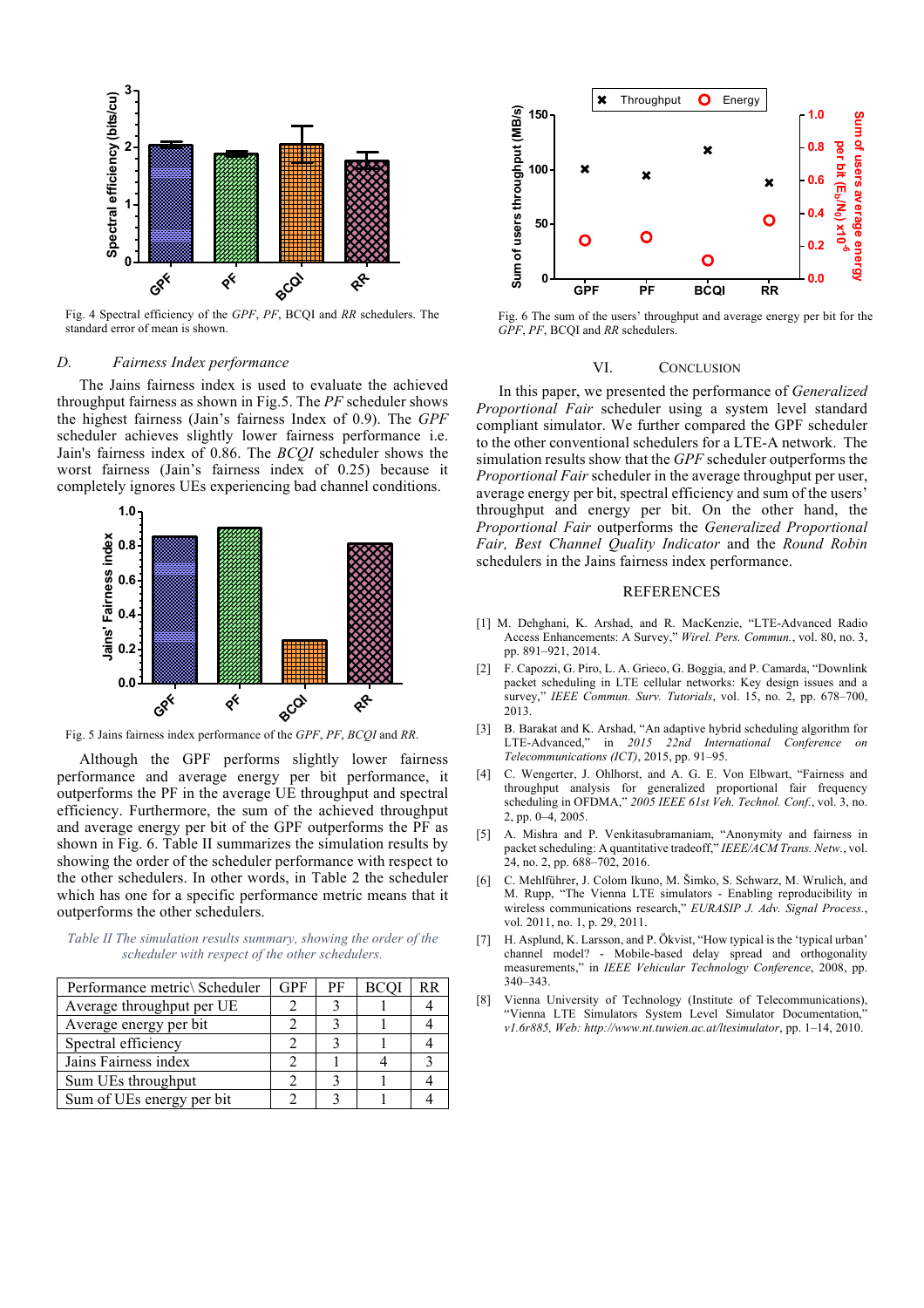Spectral efficiency (bits/cu)

3

2

1

0

GPF PF BCQI RR

Fig. 4 Spectral efficiency of the *GPF*, *PF*, BCQI and *RR* schedulers. The standard error of mean is shown.

### D. *Fairness Index performance*

The Jains fairness index is used to evaluate the achieved throughput fairness as shown in Fig.5. The *PF* scheduler shows the highest fairness (Jain's fairness Index of 0.9). The *GPF* scheduler achieves slightly lower fairness performance i.e. Jain's fairness index of 0.86. The *BCQI* scheduler shows the worst fairness (Jain's fairness index of 0.25) because it completely ignores UEs experiencing bad channel conditions.

Jains' Fairness index

1.0

0.8

0.6

0.4

0.2

0.0

GPF PF BCQI RR

Fig. 5 Jains fairness index performance of the *GPF*, *PF*, *BCQI* and *RR*.

Although the GPF performs slightly lower fairness performance and average energy per bit performance, it outperforms the PF in the average UE throughput and spectral efficiency. Furthermore, the sum of the achieved throughput and average energy per bit of the GPF outperforms the PF as shown in Fig. 6. Table II summarizes the simulation results by showing the order of the scheduler performance with respect to the other schedulers. In other words, in Table 2 the scheduler which has one for a specific performance metric means that it outperforms the other schedulers.

*Table II The simulation results summary, showing the order of the scheduler with respect of the other schedulers.*

| Performance metric\ Scheduler | GPF | PF | BCQI | RR |
|---|---|---|---|---|
| Average throughput per UE | 2 | 3 | 1 | 4 |
| Average energy per bit | 2 | 3 | 1 | 4 |
| Spectral efficiency | 2 | 3 | 1 | 4 |
| Jains Fairness index | 2 | 1 | 4 | 3 |
| Sum UEs throughput | 2 | 3 | 1 | 4 |
| Sum of UEs energy per bit | 2 | 3 | 1 | 4 |

Throughput Energy

Sum of users throughput (MB/s)

150

100

50

0

GPF PF BCQI RR

Sum of users average energy per bit ($E_b/N_0$) x$10^{-6}$

1.0

0.8

0.6

0.4

0.2

0.0

Fig. 6 The sum of the users' throughput and average energy per bit for the *GPF*, *PF*, BCQI and *RR* schedulers.

## VI. CONCLUSION

In this paper, we presented the performance of *Generalized Proportional Fair* scheduler using a system level standard compliant simulator. We further compared the GPF scheduler to the other conventional schedulers for a LTE-A network. The simulation results show that the *GPF* scheduler outperforms the *Proportional Fair* scheduler in the average throughput per user, average energy per bit, spectral efficiency and sum of the users' throughput and energy per bit. On the other hand, the *Proportional Fair* outperforms the *Generalized Proportional Fair, Best Channel Quality Indicator* and the *Round Robin* schedulers in the Jains fairness index performance.

## REFERENCES

[1] M. Dehghani, K. Arshad, and R. MacKenzie, "LTE-Advanced Radio Access Enhancements: A Survey," *Wirel. Pers. Commun.*, vol. 80, no. 3, pp. 891–921, 2014.

[2] F. Capozzi, G. Piro, L. A. Grieco, G. Boggia, and P. Camarda, "Downlink packet scheduling in LTE cellular networks: Key design issues and a survey," *IEEE Commun. Surv. Tutorials*, vol. 15, no. 2, pp. 678–700, 2013.

[3] B. Barakat and K. Arshad, "An adaptive hybrid scheduling algorithm for LTE-Advanced," in *2015 22nd International Conference on Telecommunications (ICT)*, 2015, pp. 91–95.

[4] C. Wengerter, J. Ohlhorst, and A. G. E. Von Elbwart, "Fairness and throughput analysis for generalized proportional fair frequency scheduling in OFDMA," *2005 IEEE 61st Veh. Technol. Conf.*, vol. 3, no. 2, pp. 0–4, 2005.

[5] A. Mishra and P. Venkitasubramaniam, "Anonymity and fairness in packet scheduling: A quantitative tradeoff," *IEEE/ACM Trans. Netw.*, vol. 24, no. 2, pp. 688–702, 2016.

[6] C. Mehlführer, J. Colom Ikuno, M. Šimko, S. Schwarz, M. Wrulich, and M. Rupp, "The Vienna LTE simulators - Enabling reproducibility in wireless communications research," *EURASIP J. Adv. Signal Process.*, vol. 2011, no. 1, p. 29, 2011.

[7] H. Asplund, K. Larsson, and P. Ökvist, "How typical is the 'typical urban' channel model? - Mobile-based delay spread and orthogonality measurements," in *IEEE Vehicular Technology Conference*, 2008, pp. 340–343.

[8] Vienna University of Technology (Institute of Telecommunications), "Vienna LTE Simulators System Level Simulator Documentation," *v1.6r885, Web: http://www.nt.tuwien.ac.at/ltesimulator*, pp. 1–14, 2010.